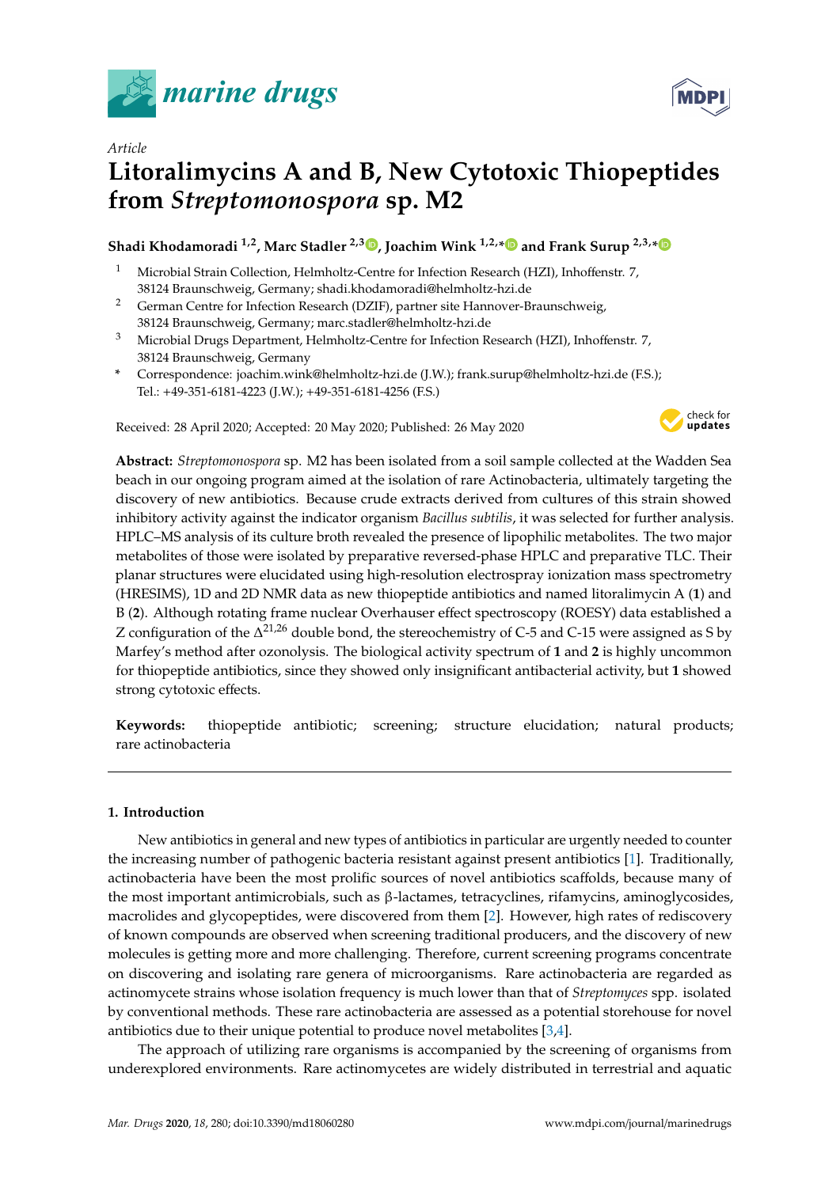*Article*

# Litoralimycins A and B, New Cytotoxic Thiopeptides from *Streptomonospora* sp. M2

**Shadi Khodamoradi [1,2], Marc Stadler [2,3], Joachim Wink [1,2,*] and Frank Surup [2,3,*]**

[1] Microbial Strain Collection, Helmholtz-Centre for Infection Research (HZI), Inhoffenstr. 7, 38124 Braunschweig, Germany; shadi.khodamoradi@helmholtz-hzi.de

[2] German Centre for Infection Research (DZIF), partner site Hannover-Braunschweig, 38124 Braunschweig, Germany; marc.stadler@helmholtz-hzi.de

[3] Microbial Drugs Department, Helmholtz-Centre for Infection Research (HZI), Inhoffenstr. 7, 38124 Braunschweig, Germany

[*] Correspondence: joachim.wink@helmholtz-hzi.de (J.W.); frank.surup@helmholtz-hzi.de (F.S.); Tel.: +49-351-6181-4223 (J.W.); +49-351-6181-4256 (F.S.)

Received: 28 April 2020; Accepted: 20 May 2020; Published: 26 May 2020

**Abstract:** *Streptomonospora* sp. M2 has been isolated from a soil sample collected at the Wadden Sea beach in our ongoing program aimed at the isolation of rare Actinobacteria, ultimately targeting the discovery of new antibiotics. Because crude extracts derived from cultures of this strain showed inhibitory activity against the indicator organism *Bacillus subtilis*, it was selected for further analysis. HPLC–MS analysis of its culture broth revealed the presence of lipophilic metabolites. The two major metabolites of those were isolated by preparative reversed-phase HPLC and preparative TLC. Their planar structures were elucidated using high-resolution electrospray ionization mass spectrometry (HRESIMS), 1D and 2D NMR data as new thiopeptide antibiotics and named litoralimycin A (**1**) and B (**2**). Although rotating frame nuclear Overhauser effect spectroscopy (ROESY) data established a Z configuration of the $\Delta^{21,26}$ double bond, the stereochemistry of C-5 and C-15 were assigned as S by Marfey's method after ozonolysis. The biological activity spectrum of **1** and **2** is highly uncommon for thiopeptide antibiotics, since they showed only insignificant antibacterial activity, but **1** showed strong cytotoxic effects.

**Keywords:** thiopeptide antibiotic; screening; structure elucidation; natural products; rare actinobacteria

## 1. Introduction

New antibiotics in general and new types of antibiotics in particular are urgently needed to counter the increasing number of pathogenic bacteria resistant against present antibiotics [1]. Traditionally, actinobacteria have been the most prolific sources of novel antibiotics scaffolds, because many of the most important antimicrobials, such as β-lactames, tetracyclines, rifamycins, aminoglycosides, macrolides and glycopeptides, were discovered from them [2]. However, high rates of rediscovery of known compounds are observed when screening traditional producers, and the discovery of new molecules is getting more and more challenging. Therefore, current screening programs concentrate on discovering and isolating rare genera of microorganisms. Rare actinobacteria are regarded as actinomycete strains whose isolation frequency is much lower than that of *Streptomyces* spp. isolated by conventional methods. These rare actinobacteria are assessed as a potential storehouse for novel antibiotics due to their unique potential to produce novel metabolites [3,4].

The approach of utilizing rare organisms is accompanied by the screening of organisms from underexplored environments. Rare actinomycetes are widely distributed in terrestrial and aquatic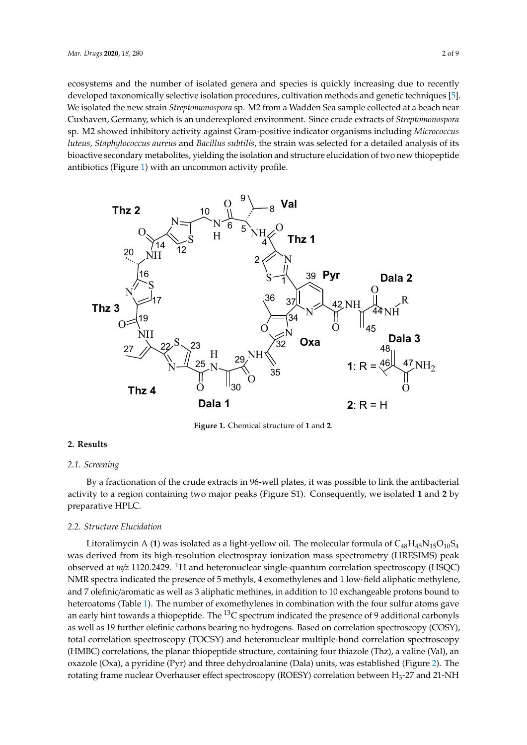ecosystems and the number of isolated genera and species is quickly increasing due to recently developed taxonomically selective isolation procedures, cultivation methods and genetic techniques [5]. We isolated the new strain *Streptomonospora* sp. M2 from a Wadden Sea sample collected at a beach near Cuxhaven, Germany, which is an underexplored environment. Since crude extracts of *Streptomonospora* sp. M2 showed inhibitory activity against Gram-positive indicator organisms including *Micrococcus luteus*, *Staphylococcus aureus* and *Bacillus subtilis*, the strain was selected for a detailed analysis of its bioactive secondary metabolites, yielding the isolation and structure elucidation of two new thiopeptide antibiotics (Figure 1) with an uncommon activity profile.

**Figure 1.** Chemical structure of **1** and **2**.

## 2. Results

### 2.1. Screening

By a fractionation of the crude extracts in 96-well plates, it was possible to link the antibacterial activity to a region containing two major peaks (Figure S1). Consequently, we isolated **1** and **2** by preparative HPLC.

### 2.2. Structure Elucidation

Litoralimycin A (**1**) was isolated as a light-yellow oil. The molecular formula of $C_{48}H_{45}N_{15}O_{10}S_4$ was derived from its high-resolution electrospray ionization mass spectrometry (HRESIMS) peak observed at *m/z* 1120.2429. $^{1}H$ and heteronuclear single-quantum correlation spectroscopy (HSQC) NMR spectra indicated the presence of 5 methyls, 4 exomethylenes and 1 low-field aliphatic methylene, and 7 olefinic/aromatic as well as 3 aliphatic methines, in addition to 10 exchangeable protons bound to heteroatoms (Table 1). The number of exomethylenes in combination with the four sulfur atoms gave an early hint towards a thiopeptide. The $^{13}C$ spectrum indicated the presence of 9 additional carbonyls as well as 19 further olefinic carbons bearing no hydrogens. Based on correlation spectroscopy (COSY), total correlation spectroscopy (TOCSY) and heteronuclear multiple-bond correlation spectroscopy (HMBC) correlations, the planar thiopeptide structure, containing four thiazole (Thz), a valine (Val), an oxazole (Oxa), a pyridine (Pyr) and three dehydroalanine (Dala) units, was established (Figure 2). The rotating frame nuclear Overhauser effect spectroscopy (ROESY) correlation between $H_3$-27 and 21-NH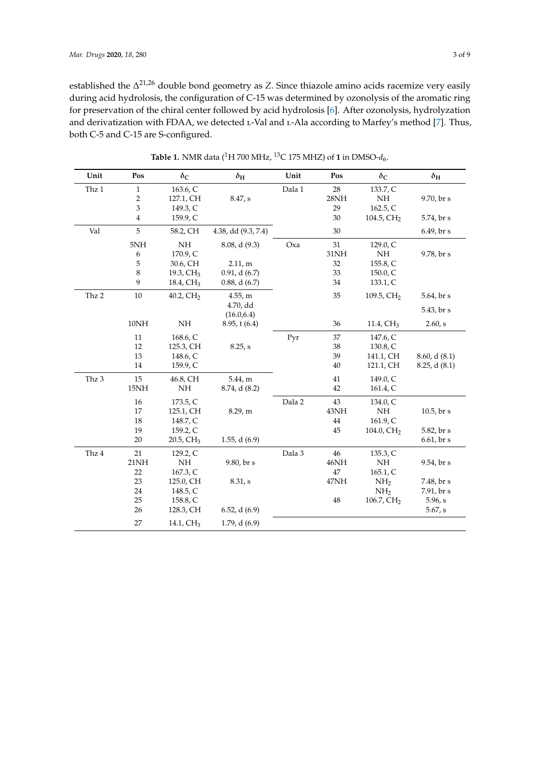established the $\Delta^{21,26}$ double bond geometry as *Z*. Since thiazole amino acids racemize very easily during acid hydrolosis, the configuration of C-15 was determined by ozonolysis of the aromatic ring for preservation of the chiral center followed by acid hydrolosis [6]. After ozonolysis, hydrolyzation and derivatization with FDAA, we detected L-Val and L-Ala according to Marfey's method [7]. Thus, both C-5 and C-15 are S-configured.

**Table 1.** NMR data ($^1$H 700 MHz, $^{13}$C 175 MHZ) of **1** in DMSO-$d_6$.

| Unit | Pos | $\delta_C$ | $\delta_H$ | Unit | Pos | $\delta_C$ | $\delta_H$ |
|---|---|---|---|---|---|---|---|
| Thz 1 | 1 | 163.6, C | | Dala 1 | 28 | 133.7, C | |
| | 2 | 127.1, CH | 8.47, s | | 28NH | NH | 9.70, br s |
| | 3 | 149.3, C | | | 29 | 162.5, C | |
| | 4 | 159.9, C | | | 30 | 104.5, $CH_2$ | 5.74, br s |
| Val | 5 | 58.2, CH | 4.38, dd (9.3, 7.4) | | 30 | | 6.49, br s |
| | 5NH | NH | 8.08, d (9.3) | Oxa | 31 | 129.0, C | |
| | 6 | 170.9, C | | | 31NH | NH | 9.78, br s |
| | 5 | 30.6, CH | 2.11, m | | 32 | 155.8, C | |
| | 8 | 19.3, $CH_3$ | 0.91, d (6.7) | | 33 | 150.0, C | |
| | 9 | 18.4, $CH_3$ | 0.88, d (6.7) | | 34 | 133.1, C | |
| Thz 2 | 10 | 40.2, $CH_2$ | 4.55, m | | 35 | 109.5, $CH_2$ | 5.64, br s |
| | | | 4.70, dd (16.0,6.4) | | | | 5.43, br s |
| | 10NH | NH | 8.95, t (6.4) | | 36 | 11.4, $CH_3$ | 2.60, s |
| | 11 | 168.6, C | | Pyr | 37 | 147.6, C | |
| | 12 | 125.3, CH | 8.25, s | | 38 | 130.8, C | |
| | 13 | 148.6, C | | | 39 | 141.1, CH | 8.60, d (8.1) |
| | 14 | 159.9, C | | | 40 | 121.1, CH | 8.25, d (8.1) |
| Thz 3 | 15 | 46.8, CH | 5.44, m | | 41 | 149.0, C | |
| | 15NH | NH | 8.74, d (8.2) | | 42 | 161.4, C | |
| | 16 | 173.5, C | | Dala 2 | 43 | 134.0, C | |
| | 17 | 125.1, CH | 8.29, m | | 43NH | NH | 10.5, br s |
| | 18 | 148.7, C | | | 44 | 161.9, C | |
| | 19 | 159.2, C | | | 45 | 104.0, $CH_2$ | 5.82, br s |
| | 20 | 20.5, $CH_3$ | 1.55, d (6.9) | | | | 6.61, br s |
| Thz 4 | 21 | 129.2, C | | Dala 3 | 46 | 135.3, C | |
| | 21NH | NH | 9.80, br s | | 46NH | NH | 9.54, br s |
| | 22 | 167.3, C | | | 47 | 165.1, C | |
| | 23 | 125.0, CH | 8.31, s | | 47NH | $NH_2$ | 7.48, br s |
| | 24 | 148.5, C | | | | $NH_2$ | 7.91, br s |
| | 25 | 158.8, C | | | 48 | 106.7, $CH_2$ | 5.96, s |
| | 26 | 128.3, CH | 6.52, d (6.9) | | | | 5.67, s |
| | 27 | 14.1, $CH_3$ | 1.79, d (6.9) | | | | |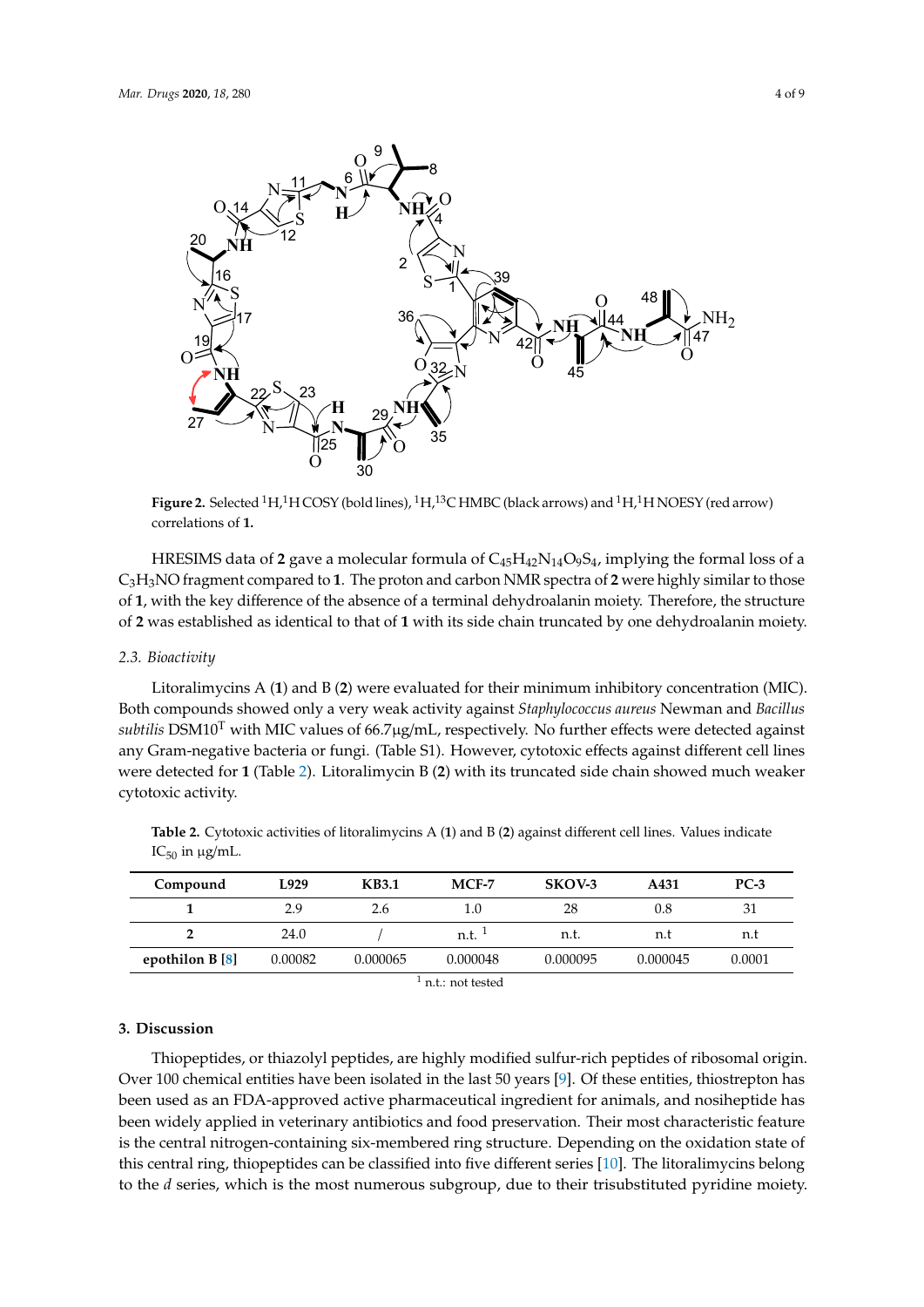**Figure 2.** Selected $^{1}H,^{1}H$ COSY (bold lines), $^{1}H,^{13}C$ HMBC (black arrows) and $^{1}H,^{1}H$ NOESY (red arrow) correlations of **1.**

HRESIMS data of **2** gave a molecular formula of $C_{45}H_{42}N_{14}O_9S_4$, implying the formal loss of a $C_3H_3NO$ fragment compared to **1**. The proton and carbon NMR spectra of **2** were highly similar to those of **1**, with the key difference of the absence of a terminal dehydroalanin moiety. Therefore, the structure of **2** was established as identical to that of **1** with its side chain truncated by one dehydroalanin moiety.

### 2.3. Bioactivity

Litoralimycins A (**1**) and B (**2**) were evaluated for their minimum inhibitory concentration (MIC). Both compounds showed only a very weak activity against *Staphylococcus aureus* Newman and *Bacillus subtilis* DSM10$^{T}$ with MIC values of 66.7µg/mL, respectively. No further effects were detected against any Gram-negative bacteria or fungi. (Table S1). However, cytotoxic effects against different cell lines were detected for **1** (Table 2). Litoralimycin B (**2**) with its truncated side chain showed much weaker cytotoxic activity.

**Table 2.** Cytotoxic activities of litoralimycins A (**1**) and B (**2**) against different cell lines. Values indicate $IC_{50}$ in µg/mL.

| Compound | L929 | KB3.1 | MCF-7 | SKOV-3 | A431 | PC-3 |
|---|---|---|---|---|---|---|
| **1** | 2.9 | 2.6 | 1.0 | 28 | 0.8 | 31 |
| **2** | 24.0 | / | n.t. [1] | n.t. | n.t | n.t |
| **epothilon B** [8] | 0.00082 | 0.000065 | 0.000048 | 0.000095 | 0.000045 | 0.0001 |

[1] n.t.: not tested

## 3. Discussion

Thiopeptides, or thiazolyl peptides, are highly modified sulfur-rich peptides of ribosomal origin. Over 100 chemical entities have been isolated in the last 50 years [9]. Of these entities, thiostrepton has been used as an FDA-approved active pharmaceutical ingredient for animals, and nosiheptide has been widely applied in veterinary antibiotics and food preservation. Their most characteristic feature is the central nitrogen-containing six-membered ring structure. Depending on the oxidation state of this central ring, thiopeptides can be classified into five different series [10]. The litoralimycins belong to the *d* series, which is the most numerous subgroup, due to their trisubstituted pyridine moiety.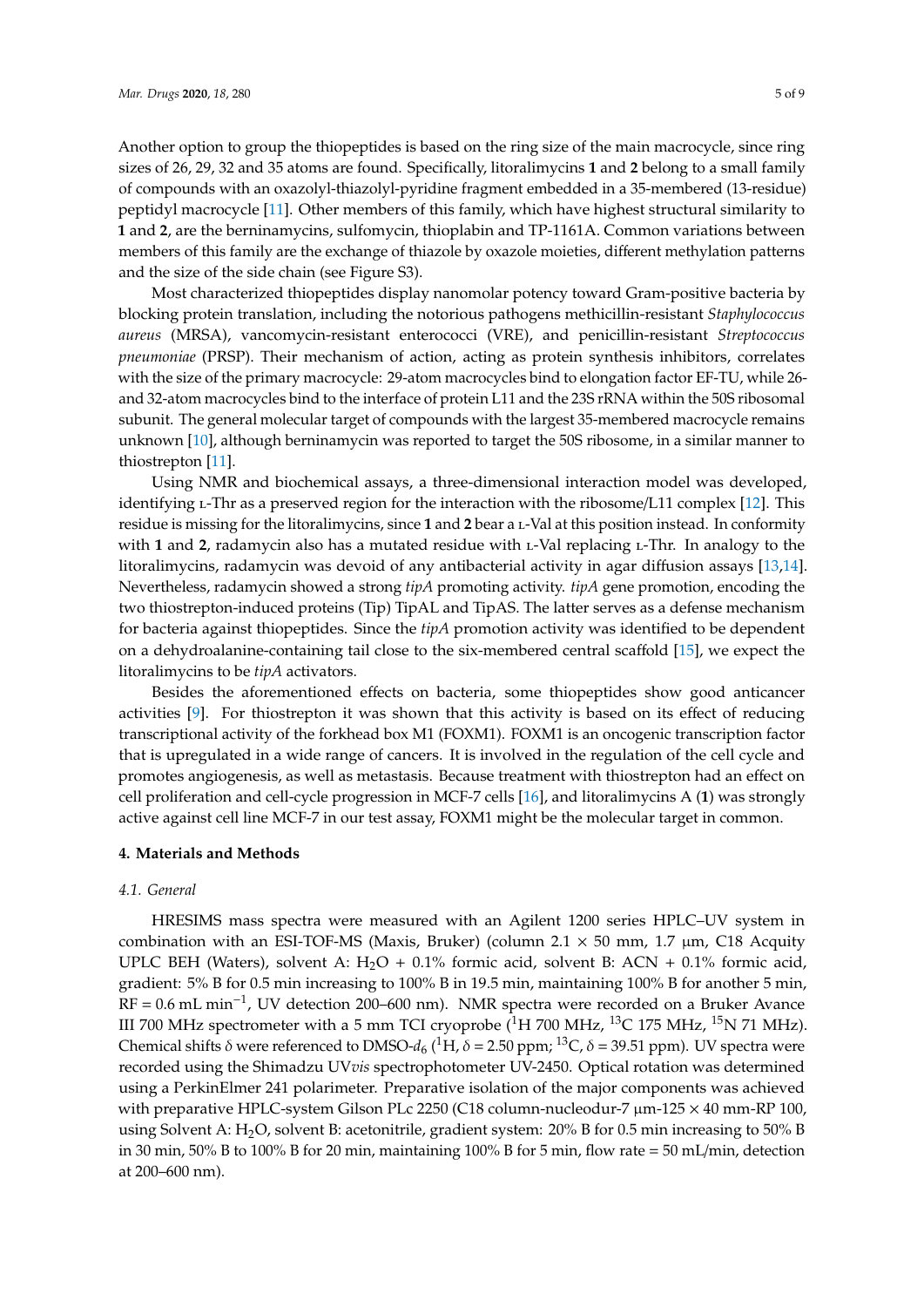Another option to group the thiopeptides is based on the ring size of the main macrocycle, since ring sizes of 26, 29, 32 and 35 atoms are found. Specifically, litoralimycins **1** and **2** belong to a small family of compounds with an oxazolyl-thiazolyl-pyridine fragment embedded in a 35-membered (13-residue) peptidyl macrocycle [11]. Other members of this family, which have highest structural similarity to **1** and **2**, are the berninamycins, sulfomycin, thioplabin and TP-1161A. Common variations between members of this family are the exchange of thiazole by oxazole moieties, different methylation patterns and the size of the side chain (see Figure S3).

Most characterized thiopeptides display nanomolar potency toward Gram-positive bacteria by blocking protein translation, including the notorious pathogens methicillin-resistant *Staphylococcus aureus* (MRSA), vancomycin-resistant enterococci (VRE), and penicillin-resistant *Streptococcus pneumoniae* (PRSP). Their mechanism of action, acting as protein synthesis inhibitors, correlates with the size of the primary macrocycle: 29-atom macrocycles bind to elongation factor EF-TU, while 26- and 32-atom macrocycles bind to the interface of protein L11 and the 23S rRNA within the 50S ribosomal subunit. The general molecular target of compounds with the largest 35-membered macrocycle remains unknown [10], although berninamycin was reported to target the 50S ribosome, in a similar manner to thiostrepton [11].

Using NMR and biochemical assays, a three-dimensional interaction model was developed, identifying L-Thr as a preserved region for the interaction with the ribosome/L11 complex [12]. This residue is missing for the litoralimycins, since **1** and **2** bear a L-Val at this position instead. In conformity with **1** and **2**, radamycin also has a mutated residue with L-Val replacing L-Thr. In analogy to the litoralimycins, radamycin was devoid of any antibacterial activity in agar diffusion assays [13,14]. Nevertheless, radamycin showed a strong *tipA* promoting activity. *tipA* gene promotion, encoding the two thiostrepton-induced proteins (Tip) TipAL and TipAS. The latter serves as a defense mechanism for bacteria against thiopeptides. Since the *tipA* promotion activity was identified to be dependent on a dehydroalanine-containing tail close to the six-membered central scaffold [15], we expect the litoralimycins to be *tipA* activators.

Besides the aforementioned effects on bacteria, some thiopeptides show good anticancer activities [9]. For thiostrepton it was shown that this activity is based on its effect of reducing transcriptional activity of the forkhead box M1 (FOXM1). FOXM1 is an oncogenic transcription factor that is upregulated in a wide range of cancers. It is involved in the regulation of the cell cycle and promotes angiogenesis, as well as metastasis. Because treatment with thiostrepton had an effect on cell proliferation and cell-cycle progression in MCF-7 cells [16], and litoralimycins A (**1**) was strongly active against cell line MCF-7 in our test assay, FOXM1 might be the molecular target in common.

## 4. Materials and Methods

### *4.1. General*

HRESIMS mass spectra were measured with an Agilent 1200 series HPLC–UV system in combination with an ESI-TOF-MS (Maxis, Bruker) (column 2.1 × 50 mm, 1.7 µm, C18 Acquity UPLC BEH (Waters), solvent A: $H_2O$ + 0.1% formic acid, solvent B: ACN + 0.1% formic acid, gradient: 5% B for 0.5 min increasing to 100% B in 19.5 min, maintaining 100% B for another 5 min, RF = 0.6 mL $min^{-1}$, UV detection 200–600 nm). NMR spectra were recorded on a Bruker Avance III 700 MHz spectrometer with a 5 mm TCI cryoprobe ($^1H$ 700 MHz, $^{13}C$ 175 MHz, $^{15}N$ 71 MHz). Chemical shifts δ were referenced to DMSO-$d_6$ ($^1H$, δ = 2.50 ppm; $^{13}C$, δ = 39.51 ppm). UV spectra were recorded using the Shimadzu UV*vis* spectrophotometer UV-2450. Optical rotation was determined using a PerkinElmer 241 polarimeter. Preparative isolation of the major components was achieved with preparative HPLC-system Gilson PLc 2250 (C18 column-nucleodur-7 µm-125 × 40 mm-RP 100, using Solvent A: $H_2O$, solvent B: acetonitrile, gradient system: 20% B for 0.5 min increasing to 50% B in 30 min, 50% B to 100% B for 20 min, maintaining 100% B for 5 min, flow rate = 50 mL/min, detection at 200–600 nm).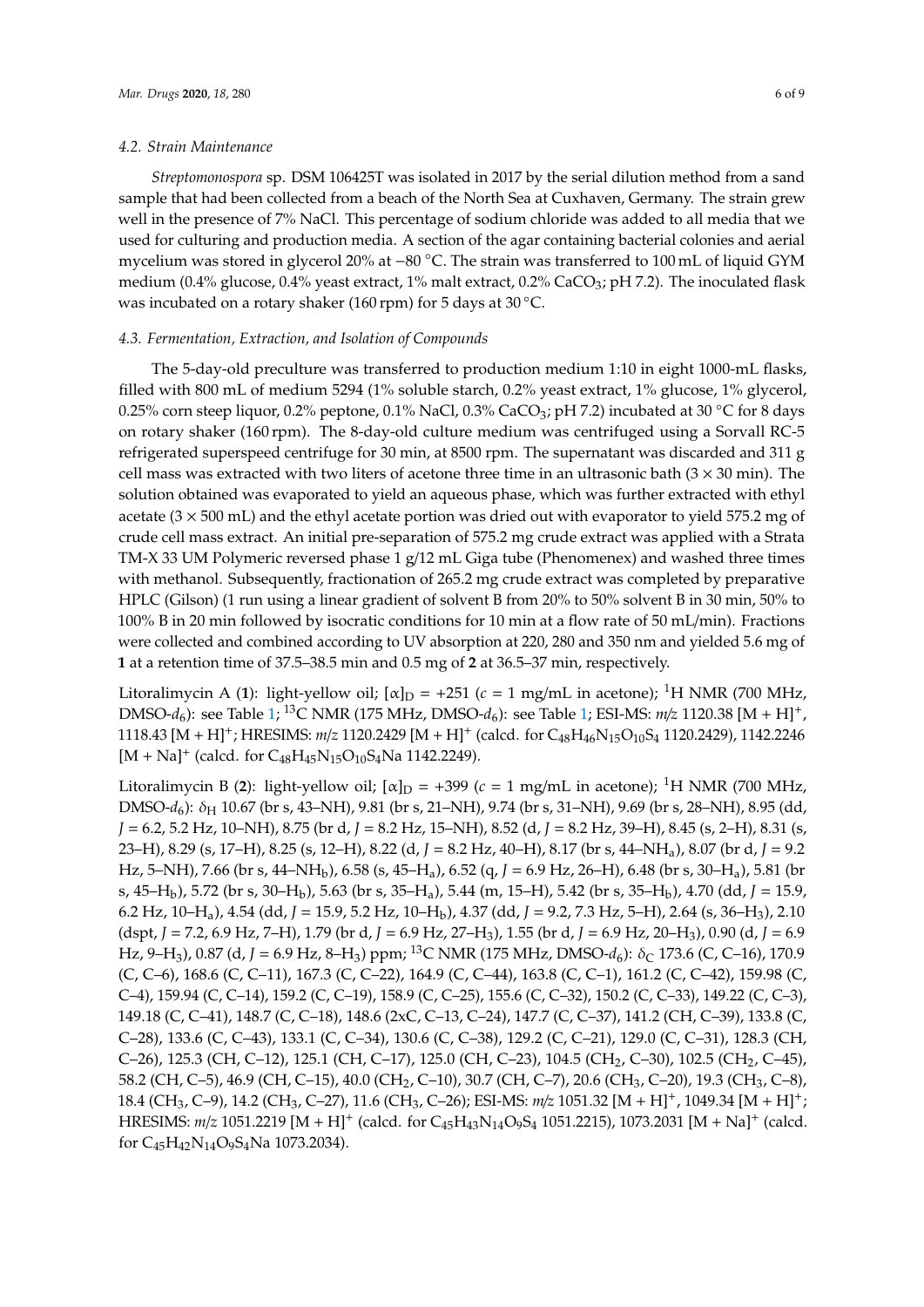### 4.2. Strain Maintenance

*Streptomonospora* sp. DSM 106425T was isolated in 2017 by the serial dilution method from a sand sample that had been collected from a beach of the North Sea at Cuxhaven, Germany. The strain grew well in the presence of 7% NaCl. This percentage of sodium chloride was added to all media that we used for culturing and production media. A section of the agar containing bacterial colonies and aerial mycelium was stored in glycerol 20% at −80 °C. The strain was transferred to 100 mL of liquid GYM medium (0.4% glucose, 0.4% yeast extract, 1% malt extract, 0.2% $CaCO_3$; pH 7.2). The inoculated flask was incubated on a rotary shaker (160 rpm) for 5 days at 30 °C.

### 4.3. Fermentation, Extraction, and Isolation of Compounds

The 5-day-old preculture was transferred to production medium 1:10 in eight 1000-mL flasks, filled with 800 mL of medium 5294 (1% soluble starch, 0.2% yeast extract, 1% glucose, 1% glycerol, 0.25% corn steep liquor, 0.2% peptone, 0.1% NaCl, 0.3% $CaCO_3$; pH 7.2) incubated at 30 °C for 8 days on rotary shaker (160 rpm). The 8-day-old culture medium was centrifuged using a Sorvall RC-5 refrigerated superspeed centrifuge for 30 min, at 8500 rpm. The supernatant was discarded and 311 g cell mass was extracted with two liters of acetone three time in an ultrasonic bath (3 × 30 min). The solution obtained was evaporated to yield an aqueous phase, which was further extracted with ethyl acetate (3 × 500 mL) and the ethyl acetate portion was dried out with evaporator to yield 575.2 mg of crude cell mass extract. An initial pre-separation of 575.2 mg crude extract was applied with a Strata TM-X 33 UM Polymeric reversed phase 1 g/12 mL Giga tube (Phenomenex) and washed three times with methanol. Subsequently, fractionation of 265.2 mg crude extract was completed by preparative HPLC (Gilson) (1 run using a linear gradient of solvent B from 20% to 50% solvent B in 30 min, 50% to 100% B in 20 min followed by isocratic conditions for 10 min at a flow rate of 50 mL/min). Fractions were collected and combined according to UV absorption at 220, 280 and 350 nm and yielded 5.6 mg of **1** at a retention time of 37.5–38.5 min and 0.5 mg of **2** at 36.5–37 min, respectively.

Litoralimycin A (**1**): light-yellow oil; $[\alpha]_D$ = +251 (*c* = 1 mg/mL in acetone); $^1$H NMR (700 MHz, DMSO-$d_6$): see Table 1; $^{13}$C NMR (175 MHz, DMSO-$d_6$): see Table 1; ESI-MS: *m/z* 1120.38 $[M + H]^+$, 1118.43 $[M + H]^+$; HRESIMS: *m/z* 1120.2429 $[M + H]^+$ (calcd. for $C_{48}H_{46}N_{15}O_{10}S_4$ 1120.2429), 1142.2246 $[M + Na]^+$ (calcd. for $C_{48}H_{45}N_{15}O_{10}S_4Na$ 1142.2249).

Litoralimycin B (**2**): light-yellow oil; $[\alpha]_D$ = +399 (*c* = 1 mg/mL in acetone); $^1$H NMR (700 MHz, DMSO-$d_6$): $\delta_H$ 10.67 (br s, 43–NH), 9.81 (br s, 21–NH), 9.74 (br s, 31–NH), 9.69 (br s, 28–NH), 8.95 (dd, *J* = 6.2, 5.2 Hz, 10–NH), 8.75 (br d, *J* = 8.2 Hz, 15–NH), 8.52 (d, *J* = 8.2 Hz, 39–H), 8.45 (s, 2–H), 8.31 (s, 23–H), 8.29 (s, 17–H), 8.25 (s, 12–H), 8.22 (d, *J* = 8.2 Hz, 40–H), 8.17 (br s, 44–$NH_a$), 8.07 (br d, *J* = 9.2 Hz, 5–NH), 7.66 (br s, 44–$NH_b$), 6.58 (s, 45–$H_a$), 6.52 (q, *J* = 6.9 Hz, 26–H), 6.48 (br s, 30–$H_a$), 5.81 (br s, 45–$H_b$), 5.72 (br s, 30–$H_b$), 5.63 (br s, 35–$H_a$), 5.44 (m, 15–H), 5.42 (br s, 35–$H_b$), 4.70 (dd, *J* = 15.9, 6.2 Hz, 10–$H_a$), 4.54 (dd, *J* = 15.9, 5.2 Hz, 10–$H_b$), 4.37 (dd, *J* = 9.2, 7.3 Hz, 5–H), 2.64 (s, 36–$H_3$), 2.10 (dspt, *J* = 7.2, 6.9 Hz, 7–H), 1.79 (br d, *J* = 6.9 Hz, 27–$H_3$), 1.55 (br d, *J* = 6.9 Hz, 20–$H_3$), 0.90 (d, *J* = 6.9 Hz, 9–$H_3$), 0.87 (d, *J* = 6.9 Hz, 8–$H_3$) ppm; $^{13}$C NMR (175 MHz, DMSO-$d_6$): $\delta_C$ 173.6 (C, C–16), 170.9 (C, C–6), 168.6 (C, C–11), 167.3 (C, C–22), 164.9 (C, C–44), 163.8 (C, C–1), 161.2 (C, C–42), 159.98 (C, C–4), 159.94 (C, C–14), 159.2 (C, C–19), 158.9 (C, C–25), 155.6 (C, C–32), 150.2 (C, C–33), 149.22 (C, C–3), 149.18 (C, C–41), 148.7 (C, C–18), 148.6 (2xC, C–13, C–24), 147.7 (C, C–37), 141.2 (CH, C–39), 133.8 (C, C–28), 133.6 (C, C–43), 133.1 (C, C–34), 130.6 (C, C–38), 129.2 (C, C–21), 129.0 (C, C–31), 128.3 (CH, C–26), 125.3 (CH, C–12), 125.1 (CH, C–17), 125.0 (CH, C–23), 104.5 ($CH_2$, C–30), 102.5 ($CH_2$, C–45), 58.2 (CH, C–5), 46.9 (CH, C–15), 40.0 ($CH_2$, C–10), 30.7 (CH, C–7), 20.6 ($CH_3$, C–20), 19.3 ($CH_3$, C–8), 18.4 ($CH_3$, C–9), 14.2 ($CH_3$, C–27), 11.6 ($CH_3$, C–26); ESI-MS: *m/z* 1051.32 $[M + H]^+$, 1049.34 $[M + H]^+$; HRESIMS: *m/z* 1051.2219 $[M + H]^+$ (calcd. for $C_{45}H_{43}N_{14}O_9S_4$ 1051.2215), 1073.2031 $[M + Na]^+$ (calcd. for $C_{45}H_{42}N_{14}O_9S_4Na$ 1073.2034).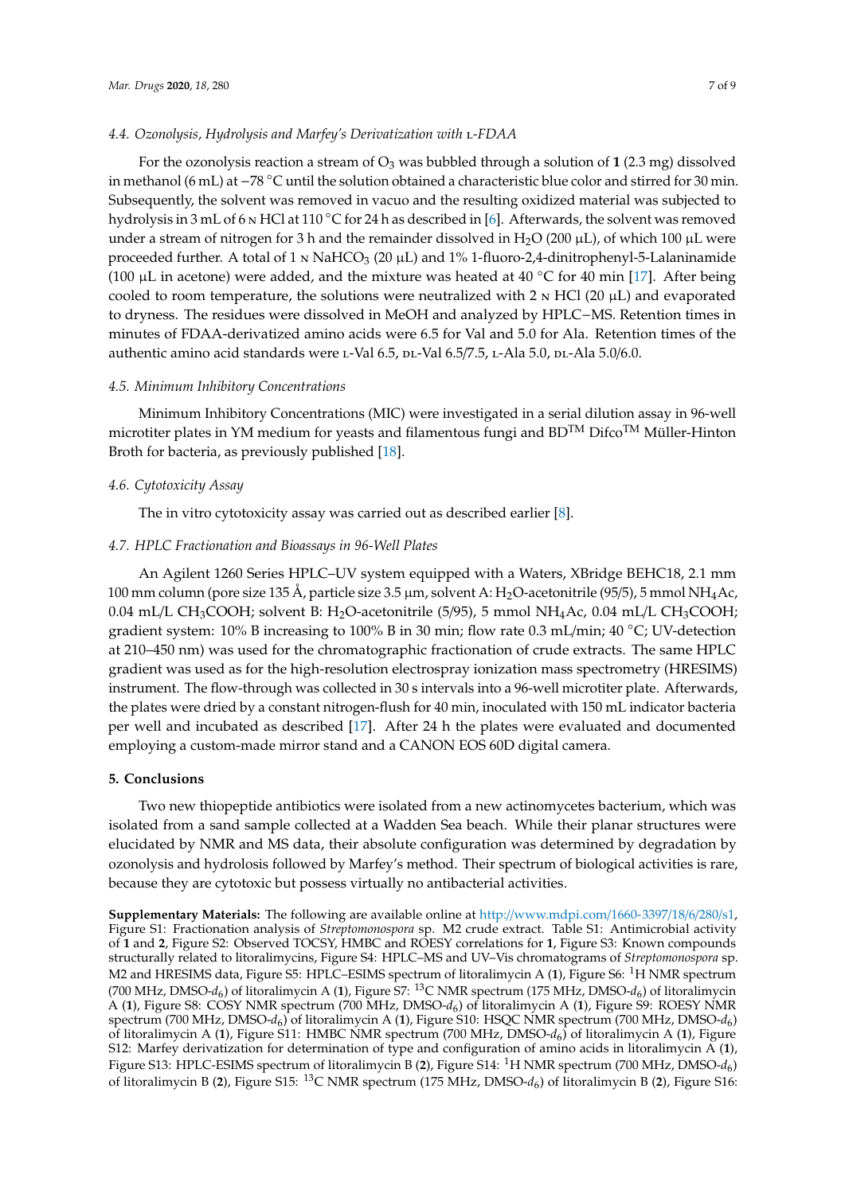### 4.4. Ozonolysis, Hydrolysis and Marfey's Derivatization with L-FDAA

For the ozonolysis reaction a stream of $O_3$ was bubbled through a solution of **1** (2.3 mg) dissolved in methanol (6 mL) at −78 °C until the solution obtained a characteristic blue color and stirred for 30 min. Subsequently, the solvent was removed in vacuo and the resulting oxidized material was subjected to hydrolysis in 3 mL of 6 N HCl at 110 °C for 24 h as described in [6]. Afterwards, the solvent was removed under a stream of nitrogen for 3 h and the remainder dissolved in $H_2O$ (200 µL), of which 100 µL were proceeded further. A total of 1 N $NaHCO_3$ (20 µL) and 1% 1-fluoro-2,4-dinitrophenyl-5-Lalaninamide (100 µL in acetone) were added, and the mixture was heated at 40 °C for 40 min [17]. After being cooled to room temperature, the solutions were neutralized with 2 N HCl (20 µL) and evaporated to dryness. The residues were dissolved in MeOH and analyzed by HPLC−MS. Retention times in minutes of FDAA-derivatized amino acids were 6.5 for Val and 5.0 for Ala. Retention times of the authentic amino acid standards were L-Val 6.5, DL-Val 6.5/7.5, L-Ala 5.0, DL-Ala 5.0/6.0.

### 4.5. Minimum Inhibitory Concentrations

Minimum Inhibitory Concentrations (MIC) were investigated in a serial dilution assay in 96-well microtiter plates in YM medium for yeasts and filamentous fungi and BD™ Difco™ Müller-Hinton Broth for bacteria, as previously published [18].

### 4.6. Cytotoxicity Assay

The in vitro cytotoxicity assay was carried out as described earlier [8].

### 4.7. HPLC Fractionation and Bioassays in 96-Well Plates

An Agilent 1260 Series HPLC–UV system equipped with a Waters, XBridge BEHC18, 2.1 mm 100 mm column (pore size 135 Å, particle size 3.5 µm, solvent A: $H_2O$-acetonitrile (95/5), 5 mmol $NH_4Ac$, 0.04 mL/L $CH_3COOH$; solvent B: $H_2O$-acetonitrile (5/95), 5 mmol $NH_4Ac$, 0.04 mL/L $CH_3COOH$; gradient system: 10% B increasing to 100% B in 30 min; flow rate 0.3 mL/min; 40 °C; UV-detection at 210–450 nm) was used for the chromatographic fractionation of crude extracts. The same HPLC gradient was used as for the high-resolution electrospray ionization mass spectrometry (HRESIMS) instrument. The flow-through was collected in 30 s intervals into a 96-well microtiter plate. Afterwards, the plates were dried by a constant nitrogen-flush for 40 min, inoculated with 150 mL indicator bacteria per well and incubated as described [17]. After 24 h the plates were evaluated and documented employing a custom-made mirror stand and a CANON EOS 60D digital camera.

## 5. Conclusions

Two new thiopeptide antibiotics were isolated from a new actinomycetes bacterium, which was isolated from a sand sample collected at a Wadden Sea beach. While their planar structures were elucidated by NMR and MS data, their absolute configuration was determined by degradation by ozonolysis and hydrolosis followed by Marfey's method. Their spectrum of biological activities is rare, because they are cytotoxic but possess virtually no antibacterial activities.

**Supplementary Materials:** The following are available online at http://www.mdpi.com/1660-3397/18/6/280/s1, Figure S1: Fractionation analysis of *Streptomonospora* sp. M2 crude extract. Table S1: Antimicrobial activity of **1** and **2**, Figure S2: Observed TOCSY, HMBC and ROESY correlations for **1**, Figure S3: Known compounds structurally related to litoralimycins, Figure S4: HPLC–MS and UV–Vis chromatograms of *Streptomonospora* sp. M2 and HRESIMS data, Figure S5: HPLC–ESIMS spectrum of litoralimycin A (**1**), Figure S6: $^1$H NMR spectrum (700 MHz, DMSO-$d_6$) of litoralimycin A (**1**), Figure S7: $^{13}$C NMR spectrum (175 MHz, DMSO-$d_6$) of litoralimycin A (**1**), Figure S8: COSY NMR spectrum (700 MHz, DMSO-$d_6$) of litoralimycin A (**1**), Figure S9: ROESY NMR spectrum (700 MHz, DMSO-$d_6$) of litoralimycin A (**1**), Figure S10: HSQC NMR spectrum (700 MHz, DMSO-$d_6$) of litoralimycin A (**1**), Figure S11: HMBC NMR spectrum (700 MHz, DMSO-$d_6$) of litoralimycin A (**1**), Figure S12: Marfey derivatization for determination of type and configuration of amino acids in litoralimycin A (**1**), Figure S13: HPLC-ESIMS spectrum of litoralimycin B (**2**), Figure S14: $^1$H NMR spectrum (700 MHz, DMSO-$d_6$) of litoralimycin B (**2**), Figure S15: $^{13}$C NMR spectrum (175 MHz, DMSO-$d_6$) of litoralimycin B (**2**), Figure S16: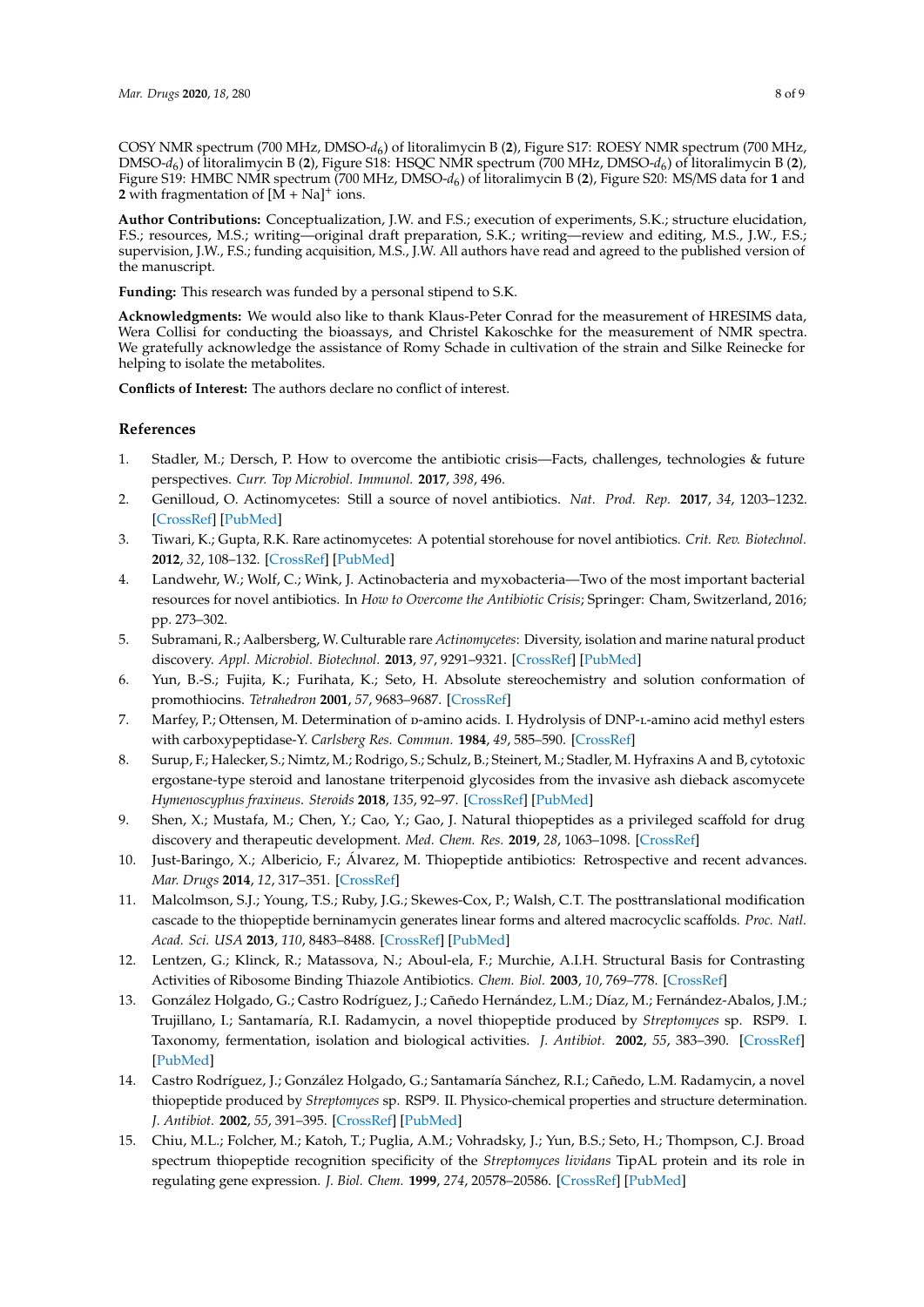COSY NMR spectrum (700 MHz, DMSO-$d_6$) of litoralimycin B (**2**), Figure S17: ROESY NMR spectrum (700 MHz, DMSO-$d_6$) of litoralimycin B (**2**), Figure S18: HSQC NMR spectrum (700 MHz, DMSO-$d_6$) of litoralimycin B (**2**), Figure S19: HMBC NMR spectrum (700 MHz, DMSO-$d_6$) of litoralimycin B (**2**), Figure S20: MS/MS data for **1** and **2** with fragmentation of $[M + Na]^+$ ions.

**Author Contributions:** Conceptualization, J.W. and F.S.; execution of experiments, S.K.; structure elucidation, F.S.; resources, M.S.; writing—original draft preparation, S.K.; writing—review and editing, M.S., J.W., F.S.; supervision, J.W., F.S.; funding acquisition, M.S., J.W. All authors have read and agreed to the published version of the manuscript.

**Funding:** This research was funded by a personal stipend to S.K.

**Acknowledgments:** We would also like to thank Klaus-Peter Conrad for the measurement of HRESIMS data, Wera Collisi for conducting the bioassays, and Christel Kakoschke for the measurement of NMR spectra. We gratefully acknowledge the assistance of Romy Schade in cultivation of the strain and Silke Reinecke for helping to isolate the metabolites.

**Conflicts of Interest:** The authors declare no conflict of interest.

## References

1. Stadler, M.; Dersch, P. How to overcome the antibiotic crisis—Facts, challenges, technologies & future perspectives. *Curr. Top Microbiol. Immunol.* **2017**, *398*, 496.
2. Genilloud, O. Actinomycetes: Still a source of novel antibiotics. *Nat. Prod. Rep.* **2017**, *34*, 1203–1232. [CrossRef] [PubMed]
3. Tiwari, K.; Gupta, R.K. Rare actinomycetes: A potential storehouse for novel antibiotics. *Crit. Rev. Biotechnol.* **2012**, *32*, 108–132. [CrossRef] [PubMed]
4. Landwehr, W.; Wolf, C.; Wink, J. Actinobacteria and myxobacteria—Two of the most important bacterial resources for novel antibiotics. In *How to Overcome the Antibiotic Crisis*; Springer: Cham, Switzerland, 2016; pp. 273–302.
5. Subramani, R.; Aalbersberg, W. Culturable rare *Actinomycetes*: Diversity, isolation and marine natural product discovery. *Appl. Microbiol. Biotechnol.* **2013**, *97*, 9291–9321. [CrossRef] [PubMed]
6. Yun, B.-S.; Fujita, K.; Furihata, K.; Seto, H. Absolute stereochemistry and solution conformation of promothiocins. *Tetrahedron* **2001**, *57*, 9683–9687. [CrossRef]
7. Marfey, P.; Ottensen, M. Determination of D-amino acids. I. Hydrolysis of DNP-L-amino acid methyl esters with carboxypeptidase-Y. *Carlsberg Res. Commun.* **1984**, *49*, 585–590. [CrossRef]
8. Surup, F.; Halecker, S.; Nimtz, M.; Rodrigo, S.; Schulz, B.; Steinert, M.; Stadler, M. Hyfraxins A and B, cytotoxic ergostane-type steroid and lanostane triterpenoid glycosides from the invasive ash dieback ascomycete *Hymenoscyphus fraxineus*. *Steroids* **2018**, *135*, 92–97. [CrossRef] [PubMed]
9. Shen, X.; Mustafa, M.; Chen, Y.; Cao, Y.; Gao, J. Natural thiopeptides as a privileged scaffold for drug discovery and therapeutic development. *Med. Chem. Res.* **2019**, *28*, 1063–1098. [CrossRef]
10. Just-Baringo, X.; Albericio, F.; Álvarez, M. Thiopeptide antibiotics: Retrospective and recent advances. *Mar. Drugs* **2014**, *12*, 317–351. [CrossRef]
11. Malcolmson, S.J.; Young, T.S.; Ruby, J.G.; Skewes-Cox, P.; Walsh, C.T. The posttranslational modification cascade to the thiopeptide berninamycin generates linear forms and altered macrocyclic scaffolds. *Proc. Natl. Acad. Sci. USA* **2013**, *110*, 8483–8488. [CrossRef] [PubMed]
12. Lentzen, G.; Klinck, R.; Matassova, N.; Aboul-ela, F.; Murchie, A.I.H. Structural Basis for Contrasting Activities of Ribosome Binding Thiazole Antibiotics. *Chem. Biol.* **2003**, *10*, 769–778. [CrossRef]
13. González Holgado, G.; Castro Rodríguez, J.; Cañedo Hernández, L.M.; Díaz, M.; Fernández-Abalos, J.M.; Trujillano, I.; Santamaría, R.I. Radamycin, a novel thiopeptide produced by *Streptomyces* sp. RSP9. I. Taxonomy, fermentation, isolation and biological activities. *J. Antibiot.* **2002**, *55*, 383–390. [CrossRef] [PubMed]
14. Castro Rodríguez, J.; González Holgado, G.; Santamaría Sánchez, R.I.; Cañedo, L.M. Radamycin, a novel thiopeptide produced by *Streptomyces* sp. RSP9. II. Physico-chemical properties and structure determination. *J. Antibiot.* **2002**, *55*, 391–395. [CrossRef] [PubMed]
15. Chiu, M.L.; Folcher, M.; Katoh, T.; Puglia, A.M.; Vohradsky, J.; Yun, B.S.; Seto, H.; Thompson, C.J. Broad spectrum thiopeptide recognition specificity of the *Streptomyces lividans* TipAL protein and its role in regulating gene expression. *J. Biol. Chem.* **1999**, *274*, 20578–20586. [CrossRef] [PubMed]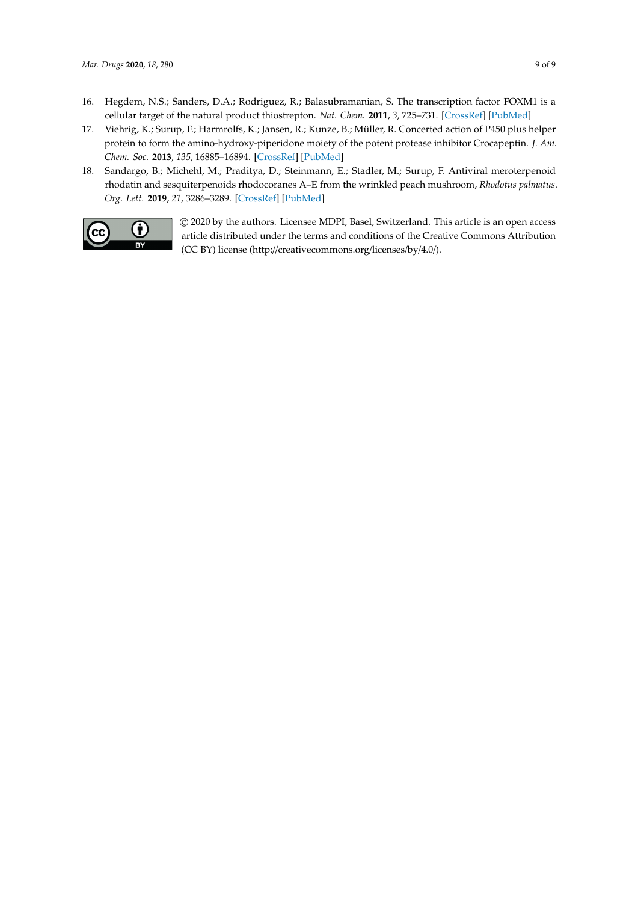16. Hegdem, N.S.; Sanders, D.A.; Rodriguez, R.; Balasubramanian, S. The transcription factor FOXM1 is a cellular target of the natural product thiostrepton. *Nat. Chem.* **2011**, *3*, 725–731. [CrossRef] [PubMed]
17. Viehrig, K.; Surup, F.; Harmrolfs, K.; Jansen, R.; Kunze, B.; Müller, R. Concerted action of P450 plus helper protein to form the amino-hydroxy-piperidone moiety of the potent protease inhibitor Crocapeptin. *J. Am. Chem. Soc.* **2013**, *135*, 16885–16894. [CrossRef] [PubMed]
18. Sandargo, B.; Michehl, M.; Praditya, D.; Steinmann, E.; Stadler, M.; Surup, F. Antiviral meroterpenoid rhodatin and sesquiterpenoids rhodocoranes A–E from the wrinkled peach mushroom, *Rhodotus palmatus*. *Org. Lett.* **2019**, *21*, 3286–3289. [CrossRef] [PubMed]

© 2020 by the authors. Licensee MDPI, Basel, Switzerland. This article is an open access article distributed under the terms and conditions of the Creative Commons Attribution (CC BY) license (http://creativecommons.org/licenses/by/4.0/).